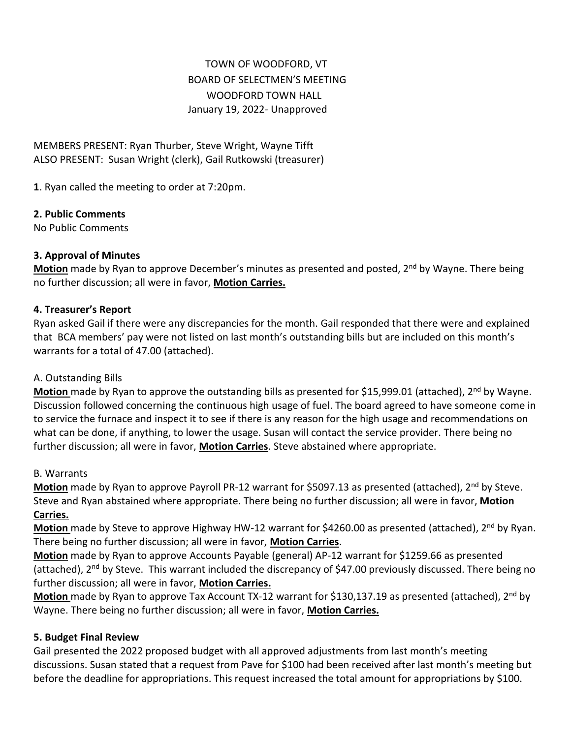TOWN OF WOODFORD, VT
BOARD OF SELECTMEN'S MEETING
WOODFORD TOWN HALL
January 19, 2022- Unapproved

MEMBERS PRESENT: Ryan Thurber, Steve Wright, Wayne Tifft
ALSO PRESENT: Susan Wright (clerk), Gail Rutkowski (treasurer)

**1**. Ryan called the meeting to order at 7:20pm.

**2. Public Comments**

No Public Comments

**3. Approval of Minutes**

**Motion** made by Ryan to approve December's minutes as presented and posted, 2nd by Wayne. There being no further discussion; all were in favor, **Motion Carries.**

**4. Treasurer's Report**

Ryan asked Gail if there were any discrepancies for the month. Gail responded that there were and explained that BCA members' pay were not listed on last month's outstanding bills but are included on this month's warrants for a total of 47.00 (attached).

A. Outstanding Bills

**Motion** made by Ryan to approve the outstanding bills as presented for $15,999.01 (attached), 2nd by Wayne. Discussion followed concerning the continuous high usage of fuel. The board agreed to have someone come in to service the furnace and inspect it to see if there is any reason for the high usage and recommendations on what can be done, if anything, to lower the usage. Susan will contact the service provider. There being no further discussion; all were in favor, **Motion Carries**. Steve abstained where appropriate.

B. Warrants

**Motion** made by Ryan to approve Payroll PR-12 warrant for $5097.13 as presented (attached), 2nd by Steve. Steve and Ryan abstained where appropriate. There being no further discussion; all were in favor, **Motion Carries.**

**Motion** made by Steve to approve Highway HW-12 warrant for $4260.00 as presented (attached), 2nd by Ryan. There being no further discussion; all were in favor, **Motion Carries**.

**Motion** made by Ryan to approve Accounts Payable (general) AP-12 warrant for $1259.66 as presented (attached), 2nd by Steve. This warrant included the discrepancy of $47.00 previously discussed. There being no further discussion; all were in favor, **Motion Carries.**

**Motion** made by Ryan to approve Tax Account TX-12 warrant for $130,137.19 as presented (attached), 2nd by Wayne. There being no further discussion; all were in favor, **Motion Carries.**

**5. Budget Final Review**

Gail presented the 2022 proposed budget with all approved adjustments from last month's meeting discussions. Susan stated that a request from Pave for $100 had been received after last month's meeting but before the deadline for appropriations. This request increased the total amount for appropriations by $100.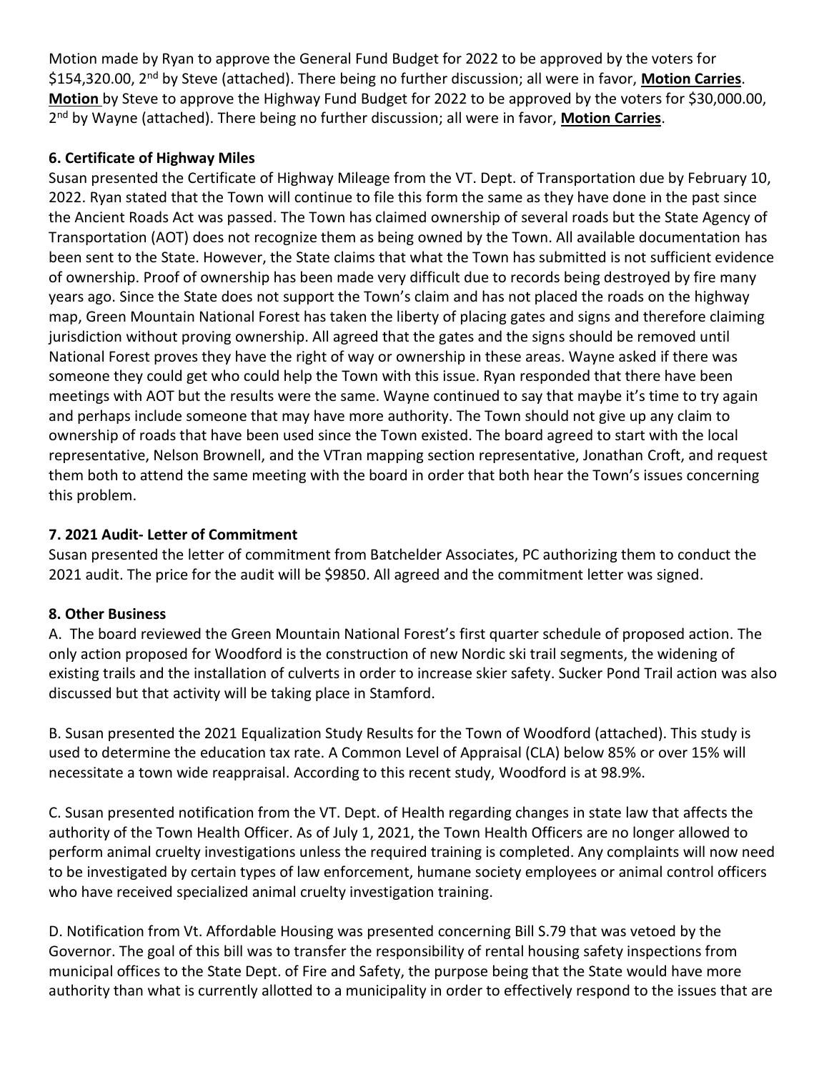Motion made by Ryan to approve the General Fund Budget for 2022 to be approved by the voters for $154,320.00, 2nd by Steve (attached). There being no further discussion; all were in favor, **Motion Carries**. **Motion** by Steve to approve the Highway Fund Budget for 2022 to be approved by the voters for $30,000.00, 2nd by Wayne (attached). There being no further discussion; all were in favor, **Motion Carries**.

### 6. Certificate of Highway Miles

Susan presented the Certificate of Highway Mileage from the VT. Dept. of Transportation due by February 10, 2022. Ryan stated that the Town will continue to file this form the same as they have done in the past since the Ancient Roads Act was passed. The Town has claimed ownership of several roads but the State Agency of Transportation (AOT) does not recognize them as being owned by the Town. All available documentation has been sent to the State. However, the State claims that what the Town has submitted is not sufficient evidence of ownership. Proof of ownership has been made very difficult due to records being destroyed by fire many years ago. Since the State does not support the Town's claim and has not placed the roads on the highway map, Green Mountain National Forest has taken the liberty of placing gates and signs and therefore claiming jurisdiction without proving ownership. All agreed that the gates and the signs should be removed until National Forest proves they have the right of way or ownership in these areas. Wayne asked if there was someone they could get who could help the Town with this issue. Ryan responded that there have been meetings with AOT but the results were the same. Wayne continued to say that maybe it's time to try again and perhaps include someone that may have more authority. The Town should not give up any claim to ownership of roads that have been used since the Town existed. The board agreed to start with the local representative, Nelson Brownell, and the VTran mapping section representative, Jonathan Croft, and request them both to attend the same meeting with the board in order that both hear the Town's issues concerning this problem.

### 7. 2021 Audit- Letter of Commitment

Susan presented the letter of commitment from Batchelder Associates, PC authorizing them to conduct the 2021 audit. The price for the audit will be $9850. All agreed and the commitment letter was signed.

### 8. Other Business

A. The board reviewed the Green Mountain National Forest's first quarter schedule of proposed action. The only action proposed for Woodford is the construction of new Nordic ski trail segments, the widening of existing trails and the installation of culverts in order to increase skier safety. Sucker Pond Trail action was also discussed but that activity will be taking place in Stamford.

B. Susan presented the 2021 Equalization Study Results for the Town of Woodford (attached). This study is used to determine the education tax rate. A Common Level of Appraisal (CLA) below 85% or over 15% will necessitate a town wide reappraisal. According to this recent study, Woodford is at 98.9%.

C. Susan presented notification from the VT. Dept. of Health regarding changes in state law that affects the authority of the Town Health Officer. As of July 1, 2021, the Town Health Officers are no longer allowed to perform animal cruelty investigations unless the required training is completed. Any complaints will now need to be investigated by certain types of law enforcement, humane society employees or animal control officers who have received specialized animal cruelty investigation training.

D. Notification from Vt. Affordable Housing was presented concerning Bill S.79 that was vetoed by the Governor. The goal of this bill was to transfer the responsibility of rental housing safety inspections from municipal offices to the State Dept. of Fire and Safety, the purpose being that the State would have more authority than what is currently allotted to a municipality in order to effectively respond to the issues that are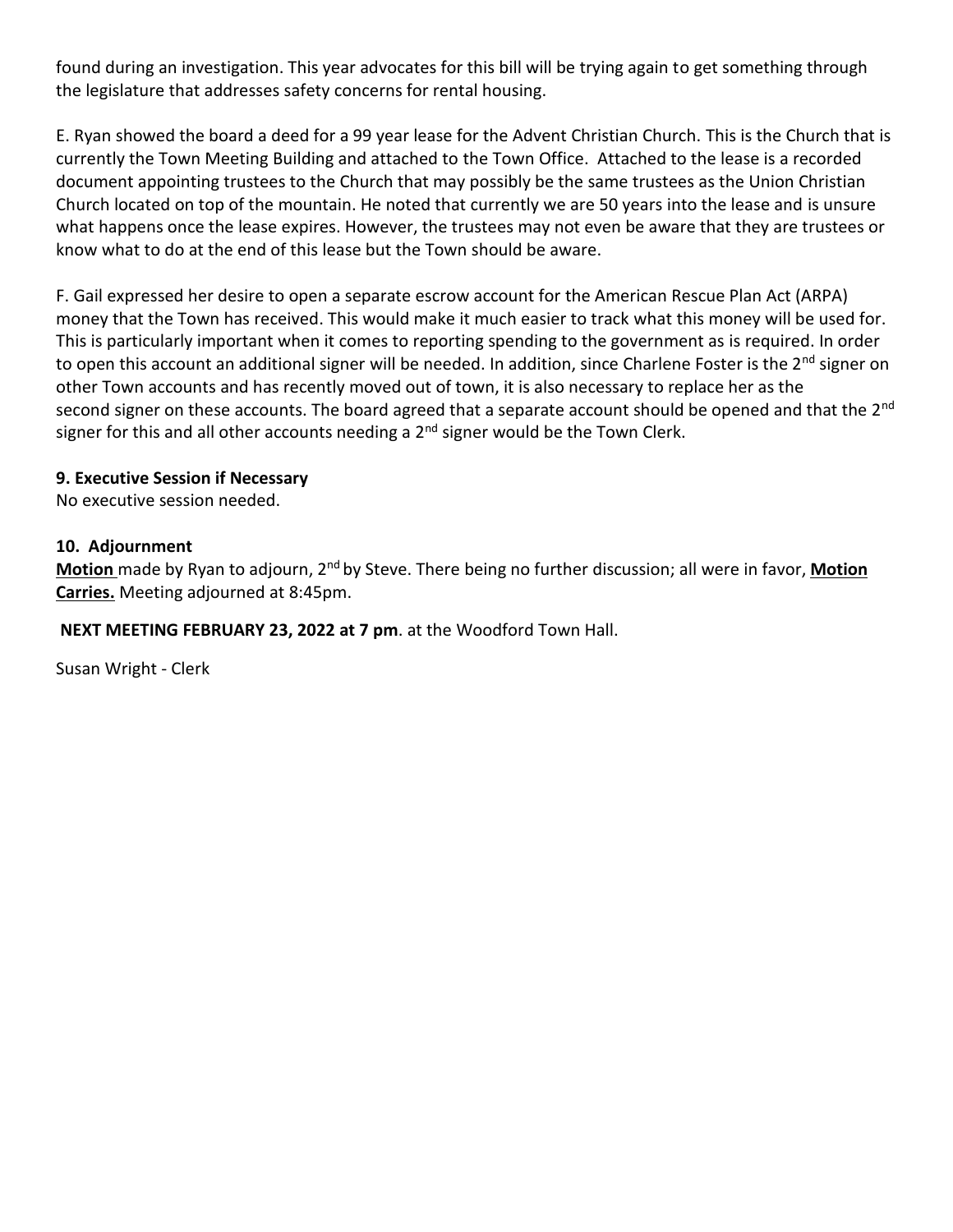found during an investigation. This year advocates for this bill will be trying again to get something through the legislature that addresses safety concerns for rental housing.

E. Ryan showed the board a deed for a 99 year lease for the Advent Christian Church. This is the Church that is currently the Town Meeting Building and attached to the Town Office. Attached to the lease is a recorded document appointing trustees to the Church that may possibly be the same trustees as the Union Christian Church located on top of the mountain. He noted that currently we are 50 years into the lease and is unsure what happens once the lease expires. However, the trustees may not even be aware that they are trustees or know what to do at the end of this lease but the Town should be aware.

F. Gail expressed her desire to open a separate escrow account for the American Rescue Plan Act (ARPA) money that the Town has received. This would make it much easier to track what this money will be used for. This is particularly important when it comes to reporting spending to the government as is required. In order to open this account an additional signer will be needed. In addition, since Charlene Foster is the 2nd signer on other Town accounts and has recently moved out of town, it is also necessary to replace her as the second signer on these accounts. The board agreed that a separate account should be opened and that the 2nd signer for this and all other accounts needing a 2nd signer would be the Town Clerk.

**9. Executive Session if Necessary**

No executive session needed.

**10. Adjournment**

**Motion** made by Ryan to adjourn, 2nd by Steve. There being no further discussion; all were in favor, **Motion Carries.** Meeting adjourned at 8:45pm.

**NEXT MEETING FEBRUARY 23, 2022 at 7 pm**. at the Woodford Town Hall.

Susan Wright - Clerk